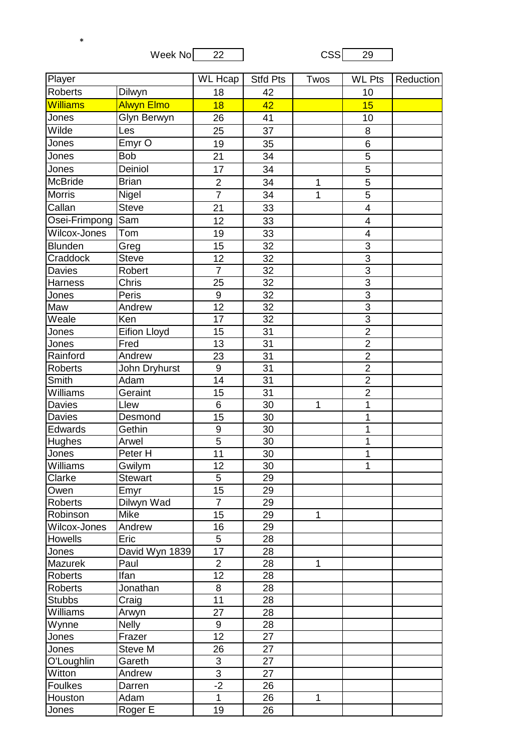*

Week No 22 CSS 29

| Player | | WL Hcap | Stfd Pts | Twos | WL Pts | Reduction |
|---|---|---|---|---|---|---|
| Roberts | Dilwyn | 18 | 42 | | 10 | |
| Williams | Alwyn Elmo | 18 | 42 | | 15 | |
| Jones | Glyn Berwyn | 26 | 41 | | 10 | |
| Wilde | Les | 25 | 37 | | 8 | |
| Jones | Emyr O | 19 | 35 | | 6 | |
| Jones | Bob | 21 | 34 | | 5 | |
| Jones | Deiniol | 17 | 34 | | 5 | |
| McBride | Brian | 2 | 34 | 1 | 5 | |
| Morris | Nigel | 7 | 34 | 1 | 5 | |
| Callan | Steve | 21 | 33 | | 4 | |
| Osei-Frimpong | Sam | 12 | 33 | | 4 | |
| Wilcox-Jones | Tom | 19 | 33 | | 4 | |
| Blunden | Greg | 15 | 32 | | 3 | |
| Craddock | Steve | 12 | 32 | | 3 | |
| Davies | Robert | 7 | 32 | | 3 | |
| Harness | Chris | 25 | 32 | | 3 | |
| Jones | Peris | 9 | 32 | | 3 | |
| Maw | Andrew | 12 | 32 | | 3 | |
| Weale | Ken | 17 | 32 | | 3 | |
| Jones | Eifion Lloyd | 15 | 31 | | 2 | |
| Jones | Fred | 13 | 31 | | 2 | |
| Rainford | Andrew | 23 | 31 | | 2 | |
| Roberts | John Dryhurst | 9 | 31 | | 2 | |
| Smith | Adam | 14 | 31 | | 2 | |
| Williams | Geraint | 15 | 31 | | 2 | |
| Davies | Llew | 6 | 30 | 1 | 1 | |
| Davies | Desmond | 15 | 30 | | 1 | |
| Edwards | Gethin | 9 | 30 | | 1 | |
| Hughes | Arwel | 5 | 30 | | 1 | |
| Jones | Peter H | 11 | 30 | | 1 | |
| Williams | Gwilym | 12 | 30 | | 1 | |
| Clarke | Stewart | 5 | 29 | | | |
| Owen | Emyr | 15 | 29 | | | |
| Roberts | Dilwyn Wad | 7 | 29 | | | |
| Robinson | Mike | 15 | 29 | 1 | | |
| Wilcox-Jones | Andrew | 16 | 29 | | | |
| Howells | Eric | 5 | 28 | | | |
| Jones | David Wyn 1839 | 17 | 28 | | | |
| Mazurek | Paul | 2 | 28 | 1 | | |
| Roberts | Ifan | 12 | 28 | | | |
| Roberts | Jonathan | 8 | 28 | | | |
| Stubbs | Craig | 11 | 28 | | | |
| Williams | Arwyn | 27 | 28 | | | |
| Wynne | Nelly | 9 | 28 | | | |
| Jones | Frazer | 12 | 27 | | | |
| Jones | Steve M | 26 | 27 | | | |
| O'Loughlin | Gareth | 3 | 27 | | | |
| Witton | Andrew | 3 | 27 | | | |
| Foulkes | Darren | -2 | 26 | | | |
| Houston | Adam | 1 | 26 | 1 | | |
| Jones | Roger E | 19 | 26 | | | |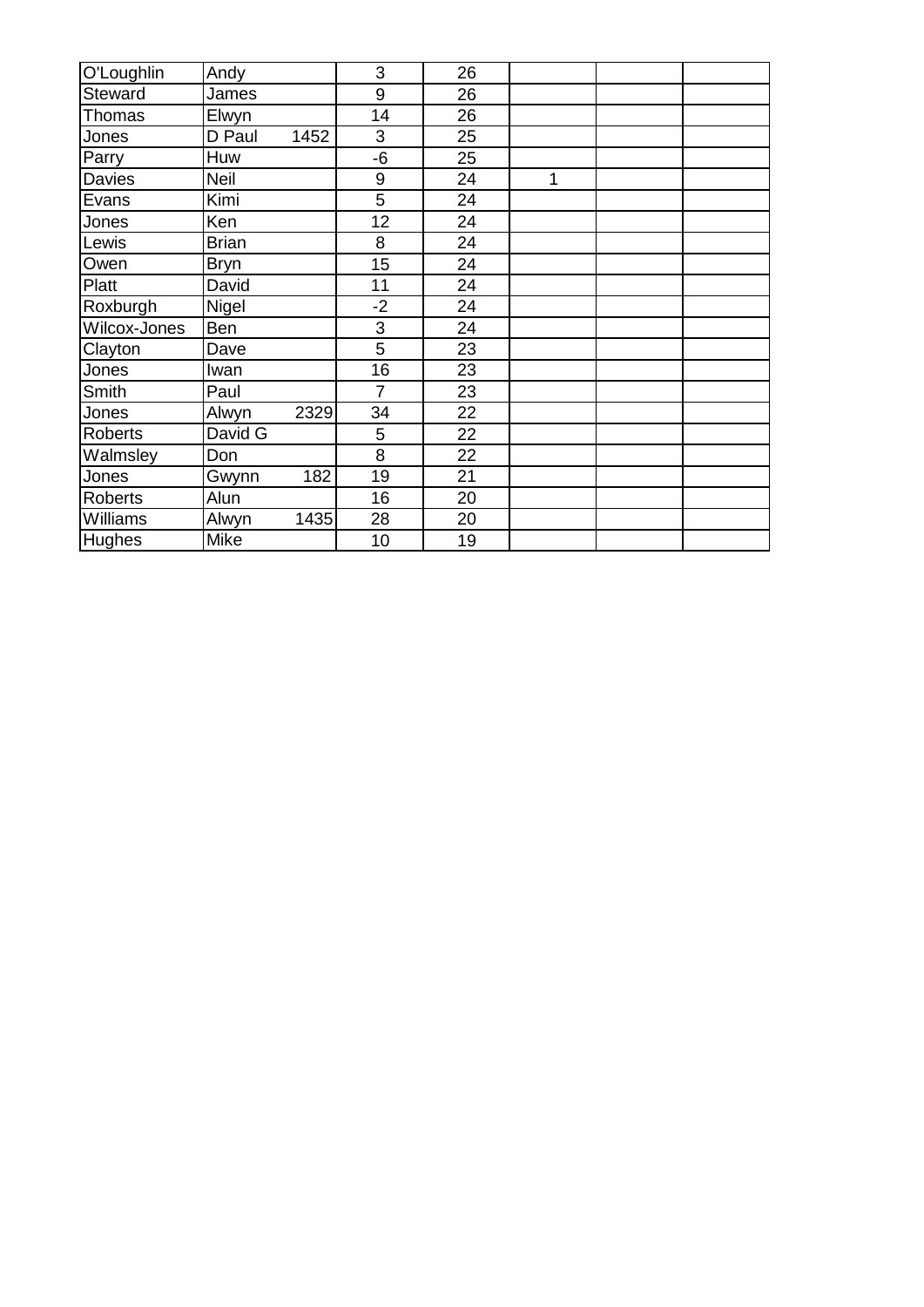| | | | | | | | |
|---|---|---|---|---|---|---|---|
| O'Loughlin | Andy | | 3 | 26 | | | |
| Steward | James | | 9 | 26 | | | |
| Thomas | Elwyn | | 14 | 26 | | | |
| Jones | D Paul | 1452 | 3 | 25 | | | |
| Parry | Huw | | -6 | 25 | | | |
| Davies | Neil | | 9 | 24 | 1 | | |
| Evans | Kimi | | 5 | 24 | | | |
| Jones | Ken | | 12 | 24 | | | |
| Lewis | Brian | | 8 | 24 | | | |
| Owen | Bryn | | 15 | 24 | | | |
| Platt | David | | 11 | 24 | | | |
| Roxburgh | Nigel | | -2 | 24 | | | |
| Wilcox-Jones | Ben | | 3 | 24 | | | |
| Clayton | Dave | | 5 | 23 | | | |
| Jones | Iwan | | 16 | 23 | | | |
| Smith | Paul | | 7 | 23 | | | |
| Jones | Alwyn | 2329 | 34 | 22 | | | |
| Roberts | David G | | 5 | 22 | | | |
| Walmsley | Don | | 8 | 22 | | | |
| Jones | Gwynn | 182 | 19 | 21 | | | |
| Roberts | Alun | | 16 | 20 | | | |
| Williams | Alwyn | 1435 | 28 | 20 | | | |
| Hughes | Mike | | 10 | 19 | | | |